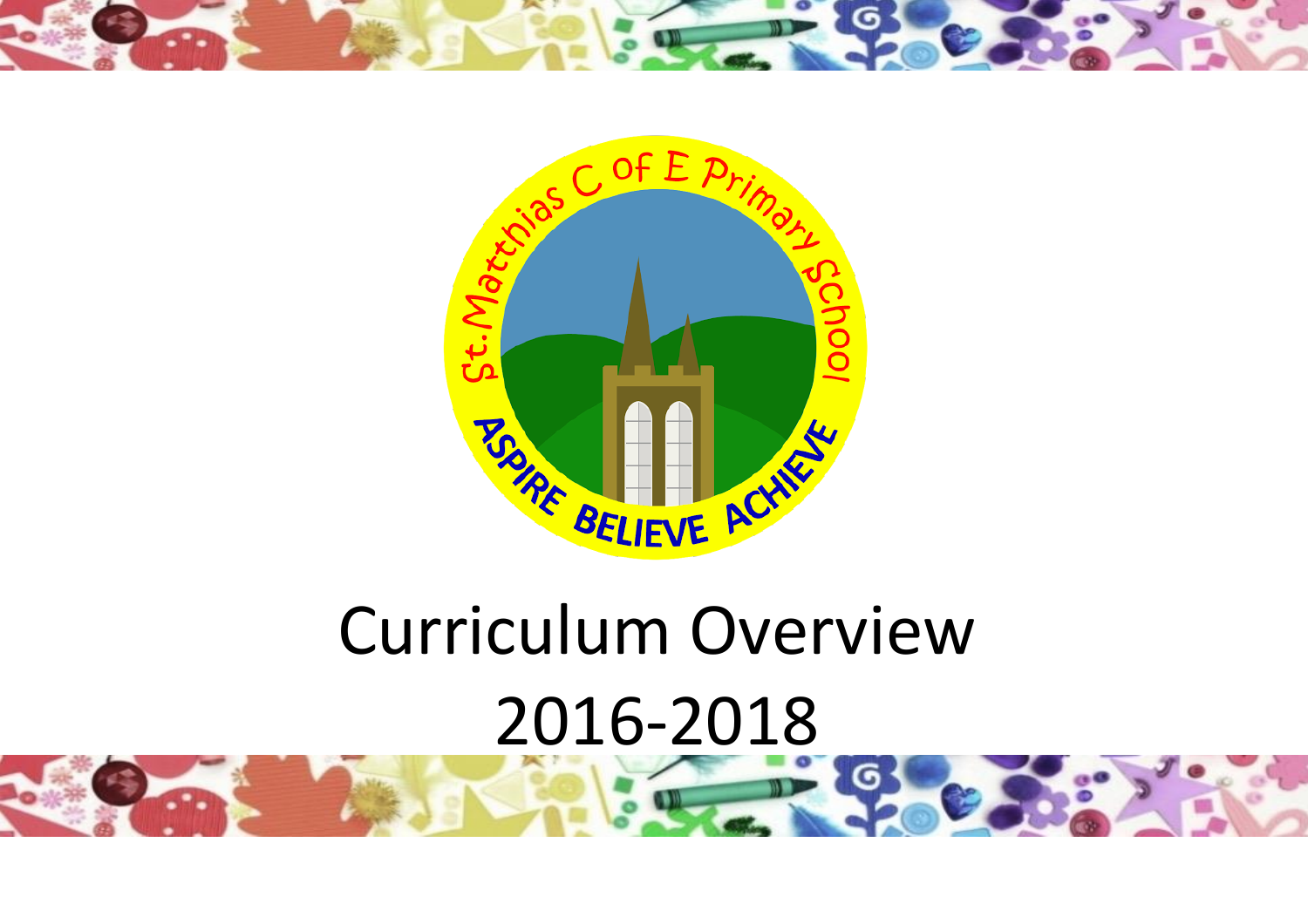# Curriculum Overview

# 2016-2018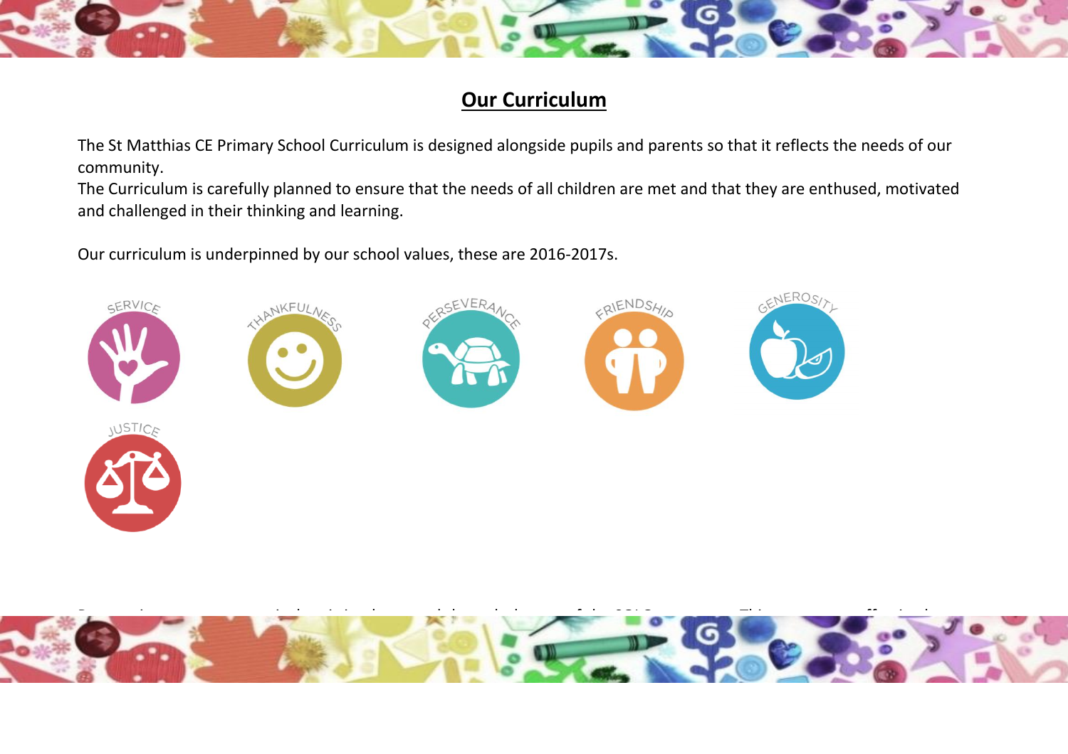# Our Curriculum

The St Matthias CE Primary School Curriculum is designed alongside pupils and parents so that it reflects the needs of our community.
The Curriculum is carefully planned to ensure that the needs of all children are met and that they are enthused, motivated and challenged in their thinking and learning.

Our curriculum is underpinned by our school values, these are 2016-2017s.

SERVICE

THANKFULNESS

PERSEVERANCE

FRIENDSHIP

GENEROSITY

JUSTICE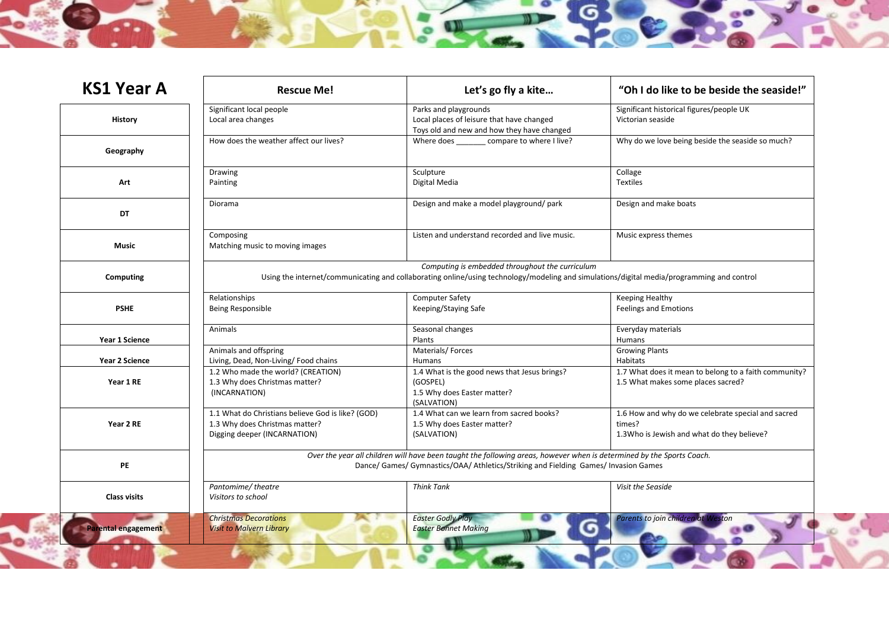| KS1 Year A | Rescue Me! | Let's go fly a kite… | "Oh I do like to be beside the seaside!" |
|---|---|---|---|
| **History** | Significant local people<br>Local area changes | Parks and playgrounds<br>Local places of leisure that have changed<br>Toys old and new and how they have changed | Significant historical figures/people UK<br>Victorian seaside |
| **Geography** | How does the weather affect our lives? | Where does _______ compare to where I live? | Why do we love being beside the seaside so much? |
| **Art** | Drawing<br>Painting | Sculpture<br>Digital Media | Collage<br>Textiles |
| **DT** | Diorama | Design and make a model playground/ park | Design and make boats |
| **Music** | Composing<br>Matching music to moving images | Listen and understand recorded and live music. | Music express themes |
| **Computing** | *Computing is embedded throughout the curriculum*<br>Using the internet/communicating and collaborating online/using technology/modeling and simulations/digital media/programming and control | | |
| **PSHE** | Relationships<br>Being Responsible | Computer Safety<br>Keeping/Staying Safe | Keeping Healthy<br>Feelings and Emotions |
| **Year 1 Science** | Animals | Seasonal changes<br>Plants | Everyday materials<br>Humans |
| **Year 2 Science** | Animals and offspring<br>Living, Dead, Non-Living/ Food chains | Materials/ Forces<br>Humans | Growing Plants<br>Habitats |
| **Year 1 RE** | 1.2 Who made the world? (CREATION)<br>1.3 Why does Christmas matter? (INCARNATION) | 1.4 What is the good news that Jesus brings? (GOSPEL)<br>1.5 Why does Easter matter? (SALVATION) | 1.7 What does it mean to belong to a faith community?<br>1.5 What makes some places sacred? |
| **Year 2 RE** | 1.1 What do Christians believe God is like? (GOD)<br>1.3 Why does Christmas matter? Digging deeper (INCARNATION) | 1.4 What can we learn from sacred books?<br>1.5 Why does Easter matter? (SALVATION) | 1.6 How and why do we celebrate special and sacred times?<br>1.3Who is Jewish and what do they believe? |
| **PE** | *Over the year all children will have been taught the following areas, however when is determined by the Sports Coach.*<br>Dance/ Games/ Gymnastics/OAA/ Athletics/Striking and Fielding Games/ Invasion Games | | |
| **Class visits** | *Pantomime/ theatre*<br>*Visitors to school* | *Think Tank* | *Visit the Seaside* |
| **Parental engagement** | *Christmas Decorations*<br>*Visit to Malvern Library* | *Easter Godly Play*<br>*Easter Bonnet Making* | *Parents to join children at Weston* |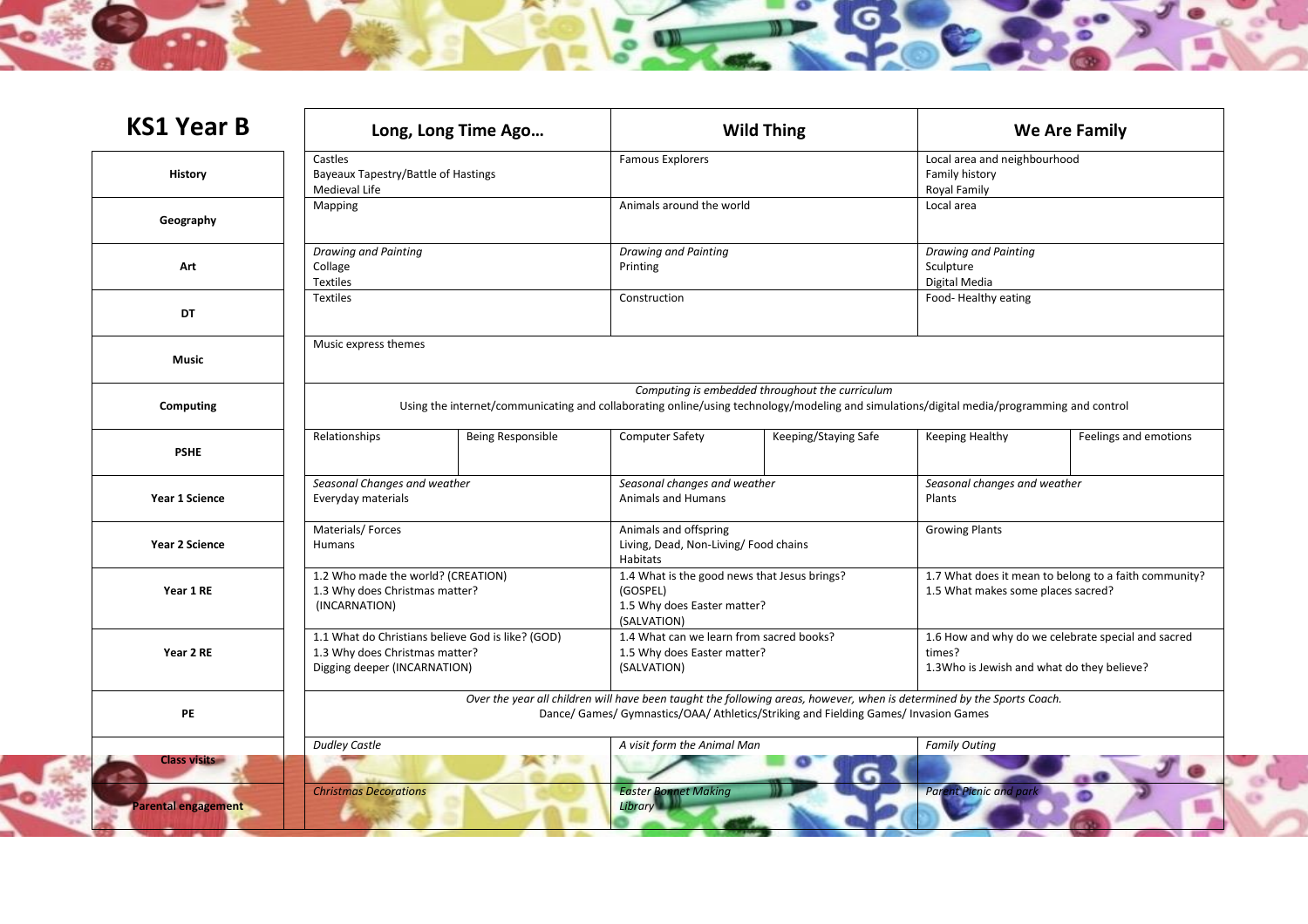| KS1 Year B | Long, Long Time Ago… | | Wild Thing | | We Are Family | |
|---|---|---|---|---|---|---|
| **History** | Castles<br>Bayeux Tapestry/Battle of Hastings<br>Medieval Life | | Famous Explorers | | Local area and neighbourhood<br>Family history<br>Royal Family | |
| **Geography** | Mapping | | Animals around the world | | Local area | |
| **Art** | *Drawing and Painting*<br>Collage<br>Textiles | | *Drawing and Painting*<br>Printing | | *Drawing and Painting*<br>Sculpture<br>Digital Media | |
| **DT** | Textiles | | Construction | | Food- Healthy eating | |
| **Music** | Music express themes | | | | | |
| **Computing** | *Computing is embedded throughout the curriculum*<br>Using the internet/communicating and collaborating online/using technology/modeling and simulations/digital media/programming and control | | | | | |
| **PSHE** | Relationships | Being Responsible | Computer Safety | Keeping/Staying Safe | Keeping Healthy | Feelings and emotions |
| **Year 1 Science** | *Seasonal Changes and weather*<br>Everyday materials | | *Seasonal changes and weather*<br>Animals and Humans | | *Seasonal changes and weather*<br>Plants | |
| **Year 2 Science** | Materials/ Forces<br>Humans | | Animals and offspring<br>Living, Dead, Non-Living/ Food chains<br>Habitats | | Growing Plants | |
| **Year 1 RE** | 1.2 Who made the world? (CREATION)<br>1.3 Why does Christmas matter? (INCARNATION) | | 1.4 What is the good news that Jesus brings? (GOSPEL)<br>1.5 Why does Easter matter? (SALVATION) | | 1.7 What does it mean to belong to a faith community?<br>1.5 What makes some places sacred? | |
| **Year 2 RE** | 1.1 What do Christians believe God is like? (GOD)<br>1.3 Why does Christmas matter?<br>Digging deeper (INCARNATION) | | 1.4 What can we learn from sacred books?<br>1.5 Why does Easter matter?<br>(SALVATION) | | 1.6 How and why do we celebrate special and sacred times?<br>1.3Who is Jewish and what do they believe? | |
| **PE** | *Over the year all children will have been taught the following areas, however, when is determined by the Sports Coach.*<br>Dance/ Games/ Gymnastics/OAA/ Athletics/Striking and Fielding Games/ Invasion Games | | | | | |
| **Class visits** | *Dudley Castle* | | *A visit form the Animal Man* | | *Family Outing* | |
| **Parental engagement** | *Christmas Decorations* | | *Easter Bonnet Making*<br>*Library* | | *Parent Picnic and park* | |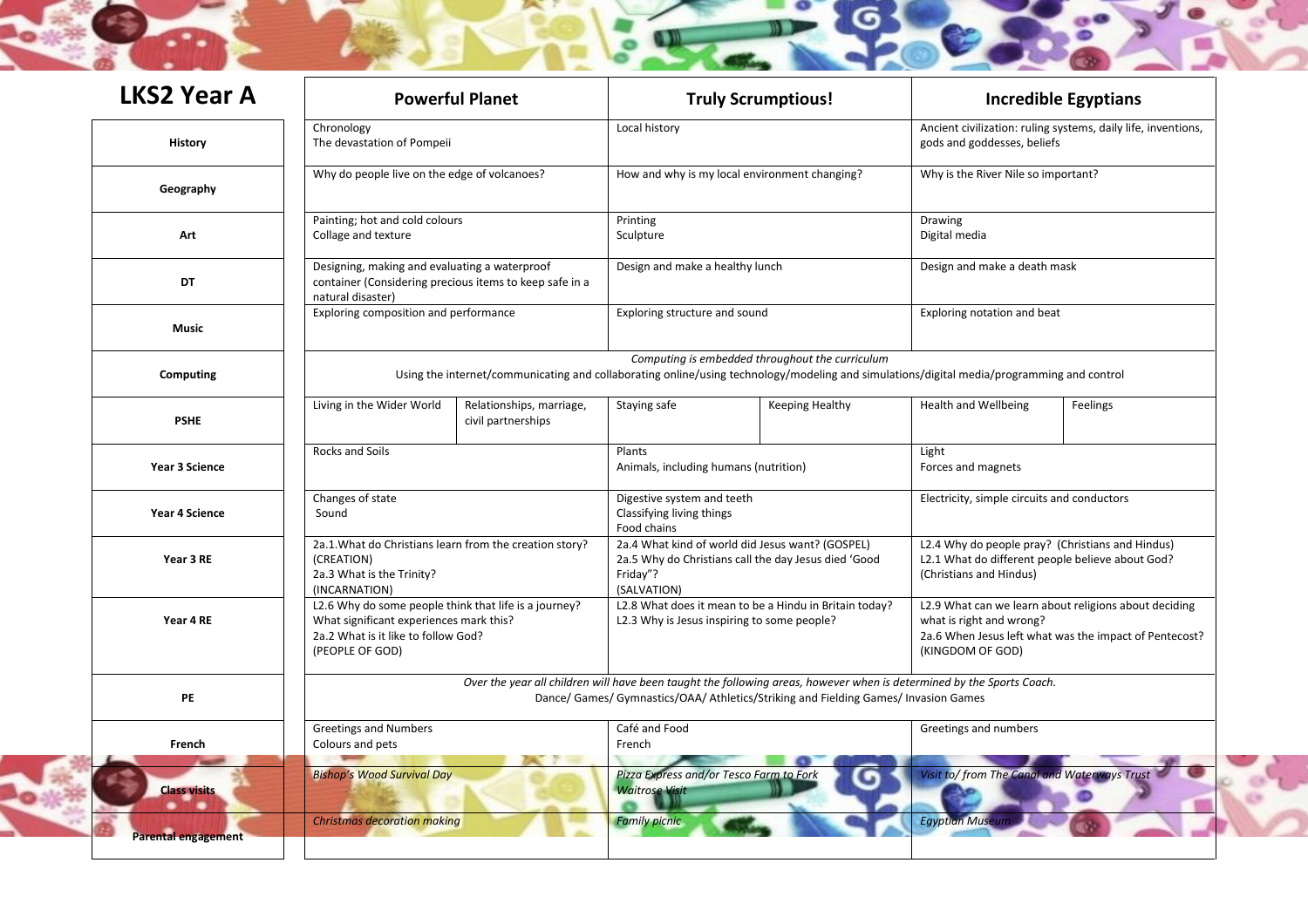| LKS2 Year A | Powerful Planet | | Truly Scrumptious! | | Incredible Egyptians | |
|---|---|---|---|---|---|---|
| **History** | Chronology<br>The devastation of Pompeii | | Local history | | Ancient civilization: ruling systems, daily life, inventions, gods and goddesses, beliefs | |
| **Geography** | Why do people live on the edge of volcanoes? | | How and why is my local environment changing? | | Why is the River Nile so important? | |
| **Art** | Painting; hot and cold colours<br>Collage and texture | | Printing<br>Sculpture | | Drawing<br>Digital media | |
| **DT** | Designing, making and evaluating a waterproof container (Considering precious items to keep safe in a natural disaster) | | Design and make a healthy lunch | | Design and make a death mask | |
| **Music** | Exploring composition and performance | | Exploring structure and sound | | Exploring notation and beat | |
| **Computing** | *Computing is embedded throughout the curriculum*<br>Using the internet/communicating and collaborating online/using technology/modeling and simulations/digital media/programming and control | | | | | |
| **PSHE** | Living in the Wider World | Relationships, marriage, civil partnerships | Staying safe | Keeping Healthy | Health and Wellbeing | Feelings |
| **Year 3 Science** | Rocks and Soils | | Plants<br>Animals, including humans (nutrition) | | Light<br>Forces and magnets | |
| **Year 4 Science** | Changes of state<br>Sound | | Digestive system and teeth<br>Classifying living things<br>Food chains | | Electricity, simple circuits and conductors | |
| **Year 3 RE** | 2a.1.What do Christians learn from the creation story? (CREATION)<br>2a.3 What is the Trinity? (INCARNATION) | | 2a.4 What kind of world did Jesus want? (GOSPEL)<br>2a.5 Why do Christians call the day Jesus died 'Good Friday"? (SALVATION) | | L2.4 Why do people pray? (Christians and Hindus)<br>L2.1 What do different people believe about God? (Christians and Hindus) | |
| **Year 4 RE** | L2.6 Why do some people think that life is a journey? What significant experiences mark this?<br>2a.2 What is it like to follow God? (PEOPLE OF GOD) | | L2.8 What does it mean to be a Hindu in Britain today?<br>L2.3 Why is Jesus inspiring to some people? | | L2.9 What can we learn about religions about deciding what is right and wrong?<br>2a.6 When Jesus left what was the impact of Pentecost? (KINGDOM OF GOD) | |
| **PE** | *Over the year all children will have been taught the following areas, however when is determined by the Sports Coach.*<br>Dance/ Games/ Gymnastics/OAA/ Athletics/Striking and Fielding Games/ Invasion Games | | | | | |
| **French** | Greetings and Numbers<br>Colours and pets | | Café and Food<br>French | | Greetings and numbers | |
| **Class visits** | *Bishop's Wood Survival Day* | | *Pizza Express and/or Tesco Farm to Fork*<br>*Waitrose Visit* | | *Visit to/ from The Canal and Waterways Trust* | |
| **Parental engagement** | *Christmas decoration making* | | *Family picnic* | | *Egyptian Museum* | |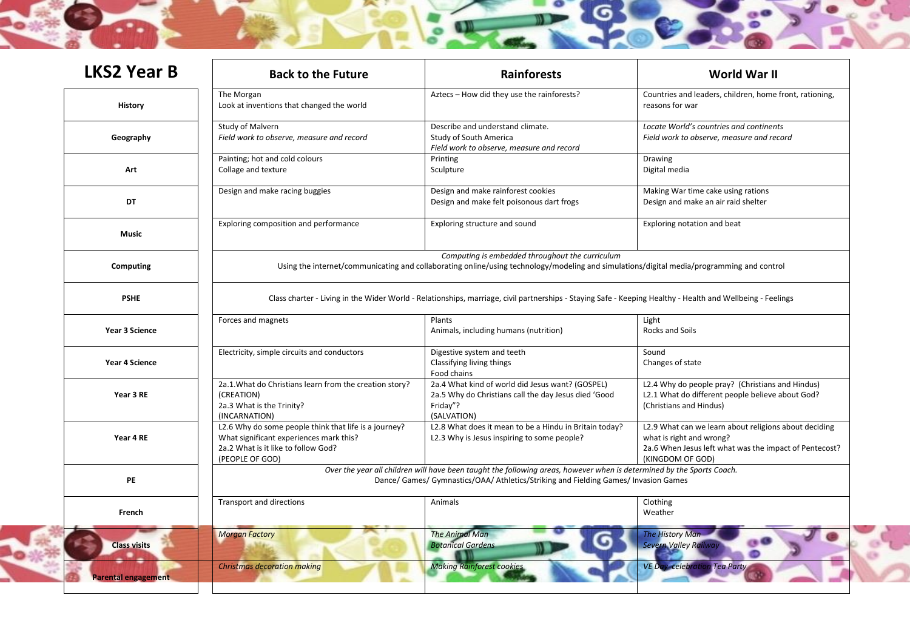## LKS2 Year B

| | Back to the Future | Rainforests | World War II |
|---|---|---|---|
| **History** | The Morgan<br>Look at inventions that changed the world | Aztecs – How did they use the rainforests? | Countries and leaders, children, home front, rationing, reasons for war |
| **Geography** | Study of Malvern<br>*Field work to observe, measure and record* | Describe and understand climate.<br>Study of South America<br>*Field work to observe, measure and record* | *Locate World's countries and continents*<br>*Field work to observe, measure and record* |
| **Art** | Painting; hot and cold colours<br>Collage and texture | Printing<br>Sculpture | Drawing<br>Digital media |
| **DT** | Design and make racing buggies | Design and make rainforest cookies<br>Design and make felt poisonous dart frogs | Making War time cake using rations<br>Design and make an air raid shelter |
| **Music** | Exploring composition and performance | Exploring structure and sound | Exploring notation and beat |
| **Computing** | *Computing is embedded throughout the curriculum*<br>Using the internet/communicating and collaborating online/using technology/modeling and simulations/digital media/programming and control | | |
| **PSHE** | Class charter - Living in the Wider World - Relationships, marriage, civil partnerships - Staying Safe - Keeping Healthy - Health and Wellbeing - Feelings | | |
| **Year 3 Science** | Forces and magnets | Plants<br>Animals, including humans (nutrition) | Light<br>Rocks and Soils |
| **Year 4 Science** | Electricity, simple circuits and conductors | Digestive system and teeth<br>Classifying living things<br>Food chains | Sound<br>Changes of state |
| **Year 3 RE** | 2a.1.What do Christians learn from the creation story? (CREATION)<br>2a.3 What is the Trinity?<br>(INCARNATION) | 2a.4 What kind of world did Jesus want? (GOSPEL)<br>2a.5 Why do Christians call the day Jesus died 'Good Friday"?<br>(SALVATION) | L2.4 Why do people pray? (Christians and Hindus)<br>L2.1 What do different people believe about God? (Christians and Hindus) |
| **Year 4 RE** | L2.6 Why do some people think that life is a journey? What significant experiences mark this?<br>2a.2 What is it like to follow God?<br>(PEOPLE OF GOD) | L2.8 What does it mean to be a Hindu in Britain today?<br>L2.3 Why is Jesus inspiring to some people? | L2.9 What can we learn about religions about deciding what is right and wrong?<br>2a.6 When Jesus left what was the impact of Pentecost?<br>(KINGDOM OF GOD) |
| **PE** | *Over the year all children will have been taught the following areas, however when is determined by the Sports Coach.*<br>Dance/ Games/ Gymnastics/OAA/ Athletics/Striking and Fielding Games/ Invasion Games | | |
| **French** | Transport and directions | Animals | Clothing<br>Weather |
| **Class visits** | *Morgan Factory* | *The Animal Man*<br>*Botanical Gardens* | *The History Man*<br>*Severn Valley Railway* |
| **Parental engagement** | *Christmas decoration making* | *Making Rainforest cookies* | *VE Day celebration Tea Party* |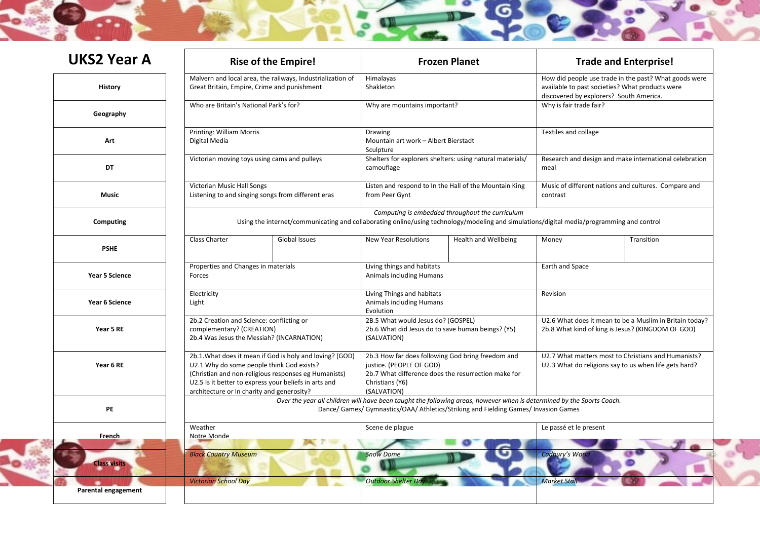## UKS2 Year A

| | Rise of the Empire! | | Frozen Planet | | Trade and Enterprise! | |
|---|---|---|---|---|---|---|
| **History** | Malvern and local area, the railways, Industrialization of Great Britain, Empire, Crime and punishment | | Himalayas<br>Shakleton | | How did people use trade in the past? What goods were available to past societies? What products were discovered by explorers? South America. | |
| **Geography** | Who are Britain's National Park's for? | | Why are mountains important? | | Why is fair trade fair? | |
| **Art** | Printing: William Morris<br>Digital Media | | Drawing<br>Mountain art work – Albert Bierstadt<br>Sculpture | | Textiles and collage | |
| **DT** | Victorian moving toys using cams and pulleys | | Shelters for explorers shelters: using natural materials/ camouflage | | Research and design and make international celebration meal | |
| **Music** | Victorian Music Hall Songs<br>Listening to and singing songs from different eras | | Listen and respond to In the Hall of the Mountain King from Peer Gynt | | Music of different nations and cultures. Compare and contrast | |
| **Computing** | *Computing is embedded throughout the curriculum*<br>Using the internet/communicating and collaborating online/using technology/modeling and simulations/digital media/programming and control | | | | | |
| **PSHE** | Class Charter | Global Issues | New Year Resolutions | Health and Wellbeing | Money | Transition |
| **Year 5 Science** | Properties and Changes in materials<br>Forces | | Living things and habitats<br>Animals including Humans | | Earth and Space | |
| **Year 6 Science** | Electricity<br>Light | | Living Things and habitats<br>Animals including Humans<br>Evolution | | Revision | |
| **Year 5 RE** | 2b.2 Creation and Science: conflicting or complementary? (CREATION)<br>2b.4 Was Jesus the Messiah? (INCARNATION) | | 2B.5 What would Jesus do? (GOSPEL)<br>2b.6 What did Jesus do to save human beings? (Y5) (SALVATION) | | U2.6 What does it mean to be a Muslim in Britain today?<br>2b.8 What kind of king is Jesus? (KINGDOM OF GOD) | |
| **Year 6 RE** | 2b.1.What does it mean if God is holy and loving? (GOD)<br>U2.1 Why do some people think God exists? (Christian and non-religious responses eg Humanists)<br>U2.5 Is it better to express your beliefs in arts and architecture or in charity and generosity? | | 2b.3 How far does following God bring freedom and justice. (PEOPLE OF GOD)<br>2b.7 What difference does the resurrection make for Christians (Y6) (SALVATION) | | U2.7 What matters most to Christians and Humanists?<br>U2.3 What do religions say to us when life gets hard? | |
| **PE** | *Over the year all children will have been taught the following areas, however when is determined by the Sports Coach.*<br>Dance/ Games/ Gymnastics/OAA/ Athletics/Striking and Fielding Games/ Invasion Games | | | | | |
| **French** | Weather<br>Notre Monde | | Scene de plague | | Le passé et le present | |
| **Class visits** | *Black Country Museum* | | *Snow Dome* | | *Cadbury's World* | |
| **Parental engagement** | *Victorian School Day* | | *Outdoor Shelter Day* | | *Market Stall* | |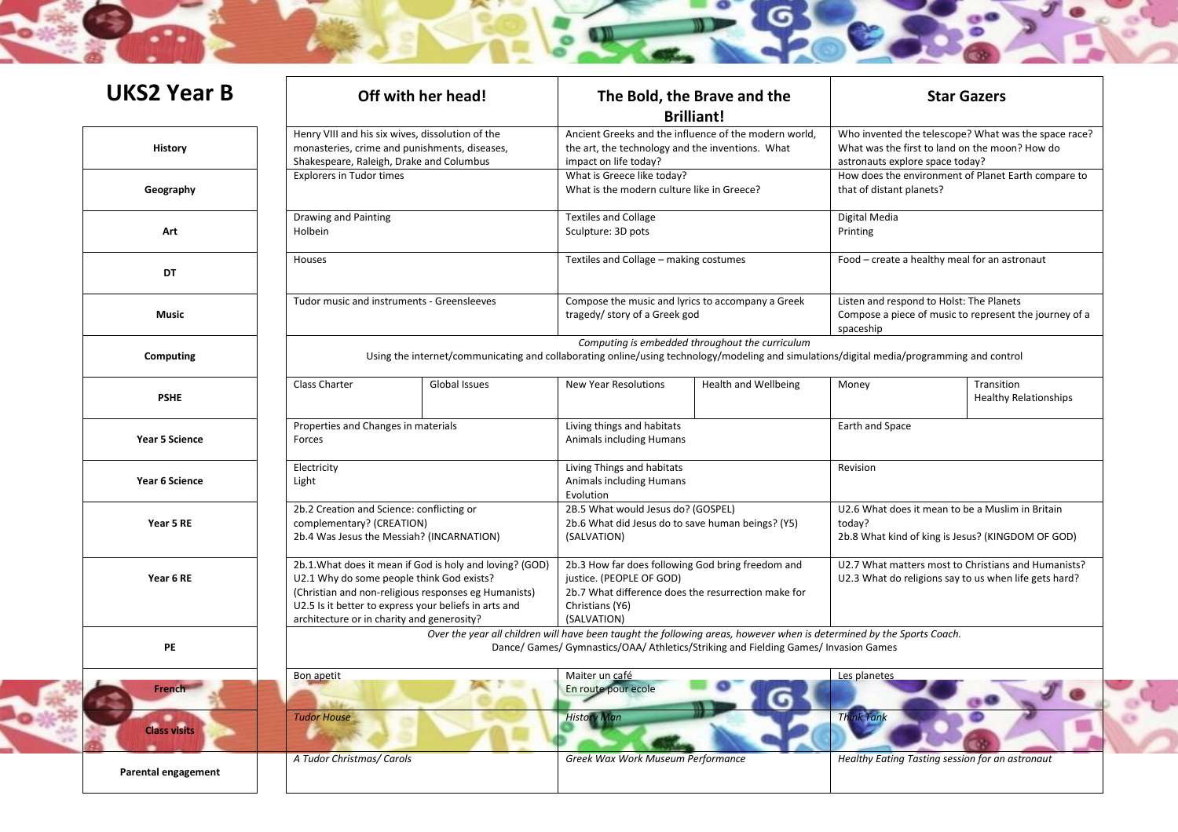# UKS2 Year B

| | Off with her head! | | The Bold, the Brave and the Brilliant! | | Star Gazers | |
|---|---|---|---|---|---|---|
| **History** | Henry VIII and his six wives, dissolution of the monasteries, crime and punishments, diseases, Shakespeare, Raleigh, Drake and Columbus | | Ancient Greeks and the influence of the modern world, the art, the technology and the inventions. What impact on life today? | | Who invented the telescope? What was the space race? What was the first to land on the moon? How do astronauts explore space today? | |
| **Geography** | Explorers in Tudor times | | What is Greece like today?<br>What is the modern culture like in Greece? | | How does the environment of Planet Earth compare to that of distant planets? | |
| **Art** | Drawing and Painting<br>Holbein | | Textiles and Collage<br>Sculpture: 3D pots | | Digital Media<br>Printing | |
| **DT** | Houses | | Textiles and Collage – making costumes | | Food – create a healthy meal for an astronaut | |
| **Music** | Tudor music and instruments - Greensleeves | | Compose the music and lyrics to accompany a Greek tragedy/ story of a Greek god | | Listen and respond to Holst: The Planets<br>Compose a piece of music to represent the journey of a spaceship | |
| **Computing** | *Computing is embedded throughout the curriculum*<br>Using the internet/communicating and collaborating online/using technology/modeling and simulations/digital media/programming and control | | | | | |
| **PSHE** | Class Charter | Global Issues | New Year Resolutions | Health and Wellbeing | Money | Transition<br>Healthy Relationships |
| **Year 5 Science** | Properties and Changes in materials<br>Forces | | Living things and habitats<br>Animals including Humans | | Earth and Space | |
| **Year 6 Science** | Electricity<br>Light | | Living Things and habitats<br>Animals including Humans<br>Evolution | | Revision | |
| **Year 5 RE** | 2b.2 Creation and Science: conflicting or complementary? (CREATION)<br>2b.4 Was Jesus the Messiah? (INCARNATION) | | 2B.5 What would Jesus do? (GOSPEL)<br>2b.6 What did Jesus do to save human beings? (Y5) (SALVATION) | | U2.6 What does it mean to be a Muslim in Britain today?<br>2b.8 What kind of king is Jesus? (KINGDOM OF GOD) | |
| **Year 6 RE** | 2b.1.What does it mean if God is holy and loving? (GOD)<br>U2.1 Why do some people think God exists? (Christian and non-religious responses eg Humanists)<br>U2.5 Is it better to express your beliefs in arts and architecture or in charity and generosity? | | 2b.3 How far does following God bring freedom and justice. (PEOPLE OF GOD)<br>2b.7 What difference does the resurrection make for Christians (Y6) (SALVATION) | | U2.7 What matters most to Christians and Humanists?<br>U2.3 What do religions say to us when life gets hard? | |
| **PE** | *Over the year all children will have been taught the following areas, however when is determined by the Sports Coach.*<br>Dance/ Games/ Gymnastics/OAA/ Athletics/Striking and Fielding Games/ Invasion Games | | | | | |
| **French** | Bon apetit | | Maiter un café<br>En route pour ecole | | Les planetes | |
| **Class visits** | *Tudor House* | | *History Man* | | *Think Tank* | |
| **Parental engagement** | *A Tudor Christmas/ Carols* | | *Greek Wax Work Museum Performance* | | *Healthy Eating Tasting session for an astronaut* | |